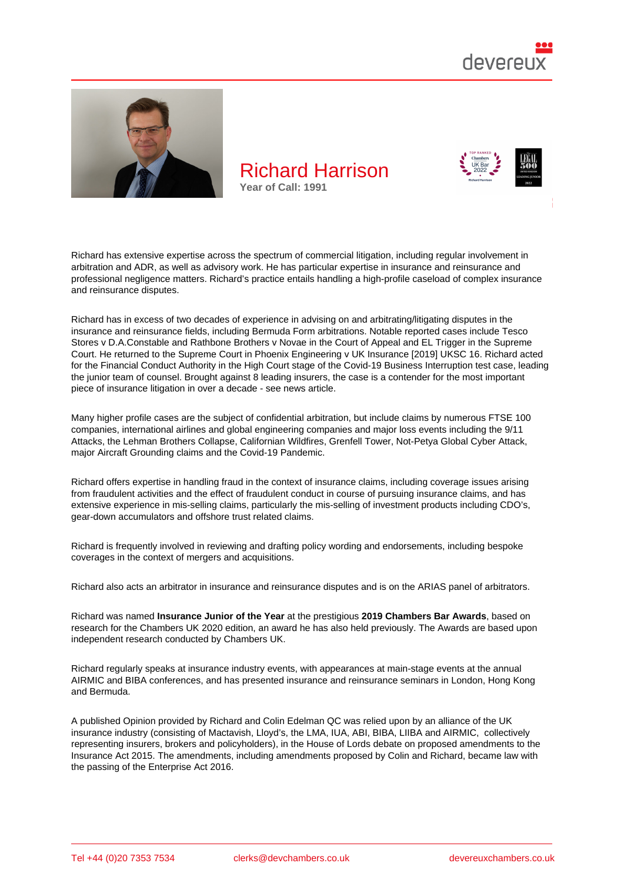# Richard Harrison

**Year of Call: 1991**

Richard has extensive expertise across the spectrum of commercial litigation, including regular involvement in arbitration and ADR, as well as advisory work. He has particular expertise in insurance and reinsurance and professional negligence matters. Richard's practice entails handling a high-profile caseload of complex insurance and reinsurance disputes.

Richard has in excess of two decades of experience in advising on and arbitrating/litigating disputes in the insurance and reinsurance fields, including Bermuda Form arbitrations. Notable reported cases include Tesco Stores v D.A.Constable and Rathbone Brothers v Novae in the Court of Appeal and EL Trigger in the Supreme Court. He returned to the Supreme Court in Phoenix Engineering v UK Insurance [2019] UKSC 16. Richard acted for the Financial Conduct Authority in the High Court stage of the Covid-19 Business Interruption test case, leading the junior team of counsel. Brought against 8 leading insurers, the case is a contender for the most important piece of insurance litigation in over a decade - see news article.

Many higher profile cases are the subject of confidential arbitration, but include claims by numerous FTSE 100 companies, international airlines and global engineering companies and major loss events including the 9/11 Attacks, the Lehman Brothers Collapse, Californian Wildfires, Grenfell Tower, Not-Petya Global Cyber Attack, major Aircraft Grounding claims and the Covid-19 Pandemic.

Richard offers expertise in handling fraud in the context of insurance claims, including coverage issues arising from fraudulent activities and the effect of fraudulent conduct in course of pursuing insurance claims, and has extensive experience in mis-selling claims, particularly the mis-selling of investment products including CDO's, gear-down accumulators and offshore trust related claims.

Richard is frequently involved in reviewing and drafting policy wording and endorsements, including bespoke coverages in the context of mergers and acquisitions.

Richard also acts an arbitrator in insurance and reinsurance disputes and is on the ARIAS panel of arbitrators.

Richard was named **Insurance Junior of the Year** at the prestigious **2019 Chambers Bar Awards**, based on research for the Chambers UK 2020 edition, an award he has also held previously. The Awards are based upon independent research conducted by Chambers UK.

Richard regularly speaks at insurance industry events, with appearances at main-stage events at the annual AIRMIC and BIBA conferences, and has presented insurance and reinsurance seminars in London, Hong Kong and Bermuda.

A published Opinion provided by Richard and Colin Edelman QC was relied upon by an alliance of the UK insurance industry (consisting of Mactavish, Lloyd's, the LMA, IUA, ABI, BIBA, LIIBA and AIRMIC, collectively representing insurers, brokers and policyholders), in the House of Lords debate on proposed amendments to the Insurance Act 2015. The amendments, including amendments proposed by Colin and Richard, became law with the passing of the Enterprise Act 2016.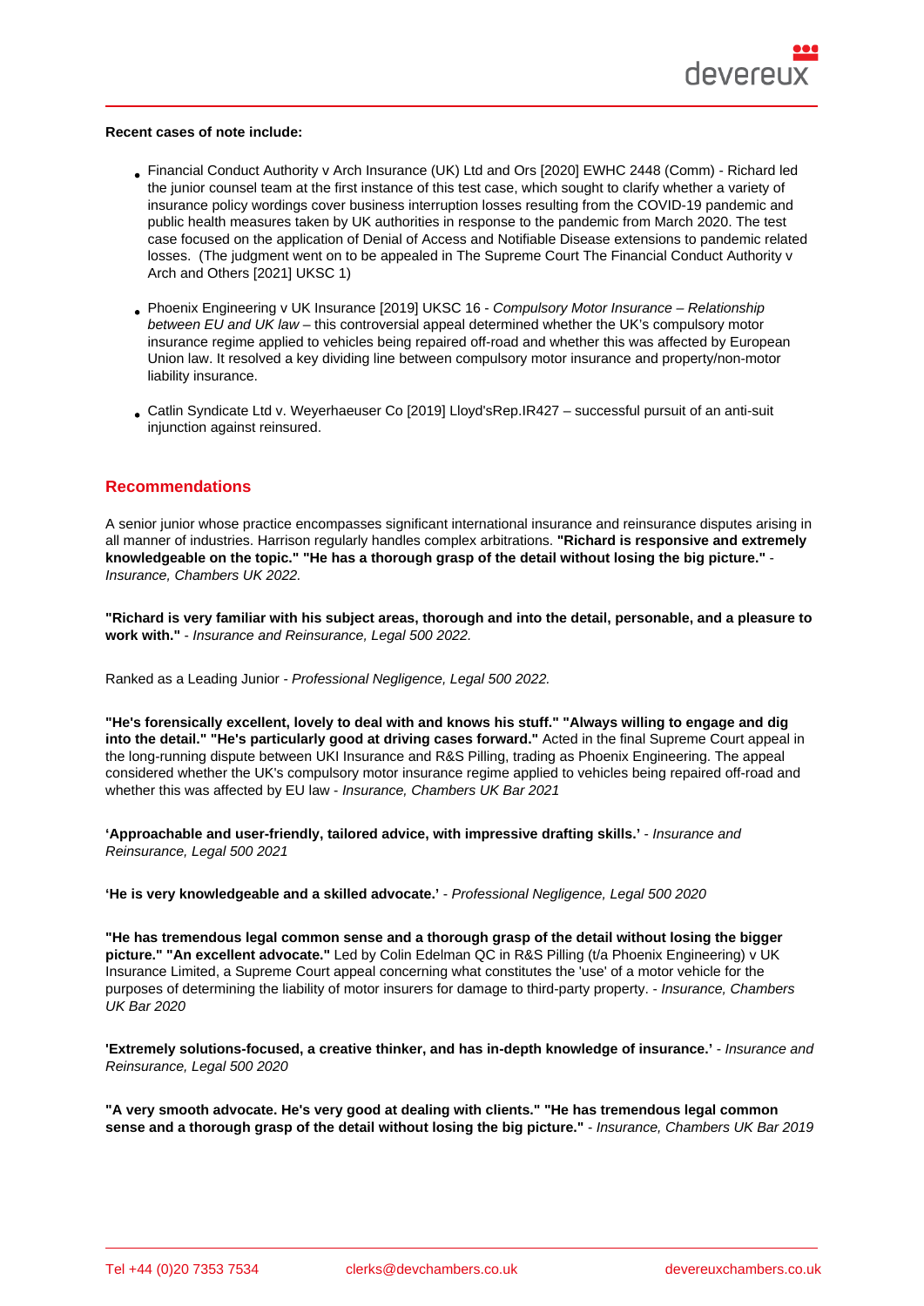**Recent cases of note include:**

- Financial Conduct Authority v Arch Insurance (UK) Ltd and Ors [2020] EWHC 2448 (Comm) - Richard led the junior counsel team at the first instance of this test case, which sought to clarify whether a variety of insurance policy wordings cover business interruption losses resulting from the COVID-19 pandemic and public health measures taken by UK authorities in response to the pandemic from March 2020. The test case focused on the application of Denial of Access and Notifiable Disease extensions to pandemic related losses. (The judgment went on to be appealed in The Supreme Court The Financial Conduct Authority v Arch and Others [2021] UKSC 1)

- Phoenix Engineering v UK Insurance [2019] UKSC 16 - *Compulsory Motor Insurance – Relationship between EU and UK law* – this controversial appeal determined whether the UK's compulsory motor insurance regime applied to vehicles being repaired off-road and whether this was affected by European Union law. It resolved a key dividing line between compulsory motor insurance and property/non-motor liability insurance.

- Catlin Syndicate Ltd v. Weyerhaeuser Co [2019] Lloyd'sRep.IR427 – successful pursuit of an anti-suit injunction against reinsured.

## Recommendations

A senior junior whose practice encompasses significant international insurance and reinsurance disputes arising in all manner of industries. Harrison regularly handles complex arbitrations. **"Richard is responsive and extremely knowledgeable on the topic." "He has a thorough grasp of the detail without losing the big picture."** - *Insurance, Chambers UK 2022.*

**"Richard is very familiar with his subject areas, thorough and into the detail, personable, and a pleasure to work with."** - *Insurance and Reinsurance, Legal 500 2022.*

Ranked as a Leading Junior - *Professional Negligence, Legal 500 2022.*

**"He's forensically excellent, lovely to deal with and knows his stuff." "Always willing to engage and dig into the detail." "He's particularly good at driving cases forward."** Acted in the final Supreme Court appeal in the long-running dispute between UKI Insurance and R&S Pilling, trading as Phoenix Engineering. The appeal considered whether the UK's compulsory motor insurance regime applied to vehicles being repaired off-road and whether this was affected by EU law - *Insurance, Chambers UK Bar 2021*

**'Approachable and user-friendly, tailored advice, with impressive drafting skills.'** - *Insurance and Reinsurance, Legal 500 2021*

**'He is very knowledgeable and a skilled advocate.'** - *Professional Negligence, Legal 500 2020*

**"He has tremendous legal common sense and a thorough grasp of the detail without losing the bigger picture." "An excellent advocate."** Led by Colin Edelman QC in R&S Pilling (t/a Phoenix Engineering) v UK Insurance Limited, a Supreme Court appeal concerning what constitutes the 'use' of a motor vehicle for the purposes of determining the liability of motor insurers for damage to third-party property. - *Insurance, Chambers UK Bar 2020*

**'Extremely solutions-focused, a creative thinker, and has in-depth knowledge of insurance.'** - *Insurance and Reinsurance, Legal 500 2020*

**"A very smooth advocate. He's very good at dealing with clients." "He has tremendous legal common sense and a thorough grasp of the detail without losing the big picture."** - *Insurance, Chambers UK Bar 2019*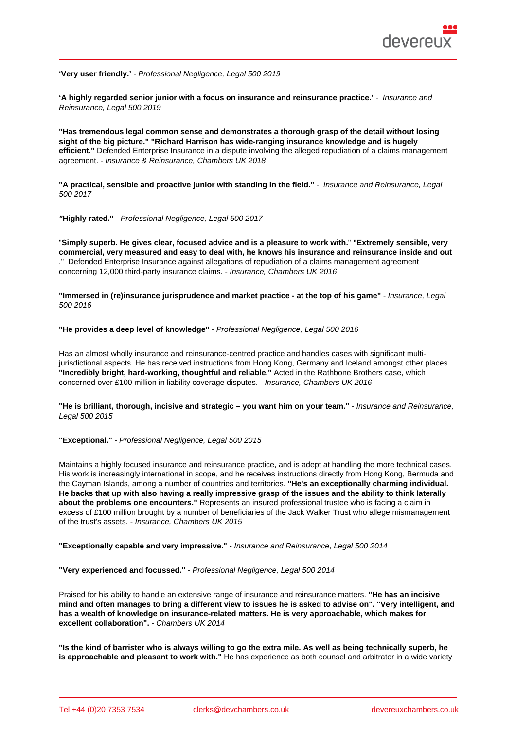**'Very user friendly.'** - *Professional Negligence, Legal 500 2019*

**'A highly regarded senior junior with a focus on insurance and reinsurance practice.'** - *Insurance and Reinsurance, Legal 500 2019*

**"Has tremendous legal common sense and demonstrates a thorough grasp of the detail without losing sight of the big picture." "Richard Harrison has wide-ranging insurance knowledge and is hugely efficient."** Defended Enterprise Insurance in a dispute involving the alleged repudiation of a claims management agreement. - *Insurance & Reinsurance, Chambers UK 2018*

**"A practical, sensible and proactive junior with standing in the field."** - *Insurance and Reinsurance, Legal 500 2017*

**"Highly rated."** - *Professional Negligence, Legal 500 2017*

"**Simply superb. He gives clear, focused advice and is a pleasure to work with.**" **"Extremely sensible, very commercial, very measured and easy to deal with, he knows his insurance and reinsurance inside and out**." Defended Enterprise Insurance against allegations of repudiation of a claims management agreement concerning 12,000 third-party insurance claims. - *Insurance, Chambers UK 2016*

**"Immersed in (re)insurance jurisprudence and market practice - at the top of his game"** - *Insurance, Legal 500 2016*

**"He provides a deep level of knowledge"** - *Professional Negligence, Legal 500 2016*

Has an almost wholly insurance and reinsurance-centred practice and handles cases with significant multi-jurisdictional aspects. He has received instructions from Hong Kong, Germany and Iceland amongst other places. **"Incredibly bright, hard-working, thoughtful and reliable."** Acted in the Rathbone Brothers case, which concerned over £100 million in liability coverage disputes. - *Insurance, Chambers UK 2016*

**"He is brilliant, thorough, incisive and strategic – you want him on your team."** - *Insurance and Reinsurance, Legal 500 2015*

**"Exceptional."** - *Professional Negligence, Legal 500 2015*

Maintains a highly focused insurance and reinsurance practice, and is adept at handling the more technical cases. His work is increasingly international in scope, and he receives instructions directly from Hong Kong, Bermuda and the Cayman Islands, among a number of countries and territories. **"He's an exceptionally charming individual. He backs that up with also having a really impressive grasp of the issues and the ability to think laterally about the problems one encounters."** Represents an insured professional trustee who is facing a claim in excess of £100 million brought by a number of beneficiaries of the Jack Walker Trust who allege mismanagement of the trust's assets. - *Insurance, Chambers UK 2015*

**"Exceptionally capable and very impressive." -** *Insurance and Reinsurance*, *Legal 500 2014*

**"Very experienced and focussed."** - *Professional Negligence, Legal 500 2014*

Praised for his ability to handle an extensive range of insurance and reinsurance matters. **"He has an incisive mind and often manages to bring a different view to issues he is asked to advise on". "Very intelligent, and has a wealth of knowledge on insurance-related matters. He is very approachable, which makes for excellent collaboration".** - *Chambers UK 2014*

**"Is the kind of barrister who is always willing to go the extra mile. As well as being technically superb, he is approachable and pleasant to work with."** He has experience as both counsel and arbitrator in a wide variety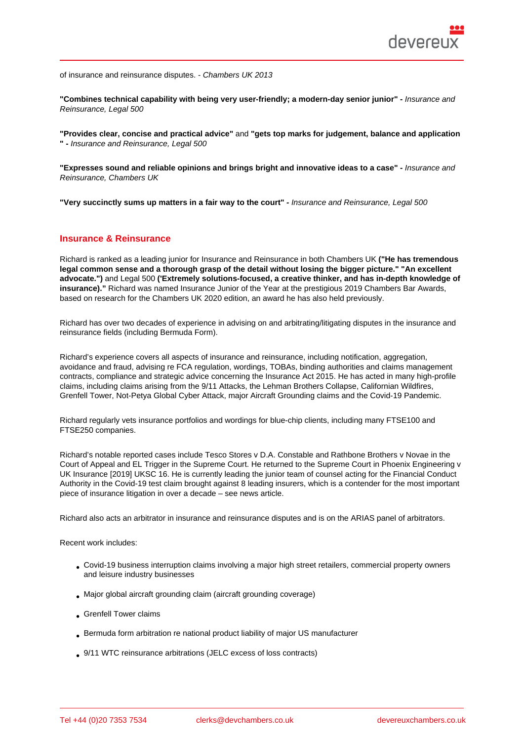of insurance and reinsurance disputes. - *Chambers UK 2013*

**"Combines technical capability with being very user-friendly; a modern-day senior junior" -** *Insurance and Reinsurance, Legal 500*

**"Provides clear, concise and practical advice"** and **"gets top marks for judgement, balance and application " -** *Insurance and Reinsurance, Legal 500*

**"Expresses sound and reliable opinions and brings bright and innovative ideas to a case" -** *Insurance and Reinsurance, Chambers UK*

**"Very succinctly sums up matters in a fair way to the court" -** *Insurance and Reinsurance, Legal 500*

## Insurance & Reinsurance

Richard is ranked as a leading junior for Insurance and Reinsurance in both Chambers UK **("He has tremendous legal common sense and a thorough grasp of the detail without losing the bigger picture." "An excellent advocate.")** and Legal 500 **('Extremely solutions-focused, a creative thinker, and has in-depth knowledge of insurance).”** Richard was named Insurance Junior of the Year at the prestigious 2019 Chambers Bar Awards, based on research for the Chambers UK 2020 edition, an award he has also held previously.

Richard has over two decades of experience in advising on and arbitrating/litigating disputes in the insurance and reinsurance fields (including Bermuda Form).

Richard’s experience covers all aspects of insurance and reinsurance, including notification, aggregation, avoidance and fraud, advising re FCA regulation, wordings, TOBAs, binding authorities and claims management contracts, compliance and strategic advice concerning the Insurance Act 2015. He has acted in many high-profile claims, including claims arising from the 9/11 Attacks, the Lehman Brothers Collapse, Californian Wildfires, Grenfell Tower, Not-Petya Global Cyber Attack, major Aircraft Grounding claims and the Covid-19 Pandemic.

Richard regularly vets insurance portfolios and wordings for blue-chip clients, including many FTSE100 and FTSE250 companies.

Richard’s notable reported cases include Tesco Stores v D.A. Constable and Rathbone Brothers v Novae in the Court of Appeal and EL Trigger in the Supreme Court. He returned to the Supreme Court in Phoenix Engineering v UK Insurance [2019] UKSC 16. He is currently leading the junior team of counsel acting for the Financial Conduct Authority in the Covid-19 test claim brought against 8 leading insurers, which is a contender for the most important piece of insurance litigation in over a decade – see news article.

Richard also acts an arbitrator in insurance and reinsurance disputes and is on the ARIAS panel of arbitrators.

Recent work includes:

- Covid-19 business interruption claims involving a major high street retailers, commercial property owners and leisure industry businesses
- Major global aircraft grounding claim (aircraft grounding coverage)
- Grenfell Tower claims
- Bermuda form arbitration re national product liability of major US manufacturer
- 9/11 WTC reinsurance arbitrations (JELC excess of loss contracts)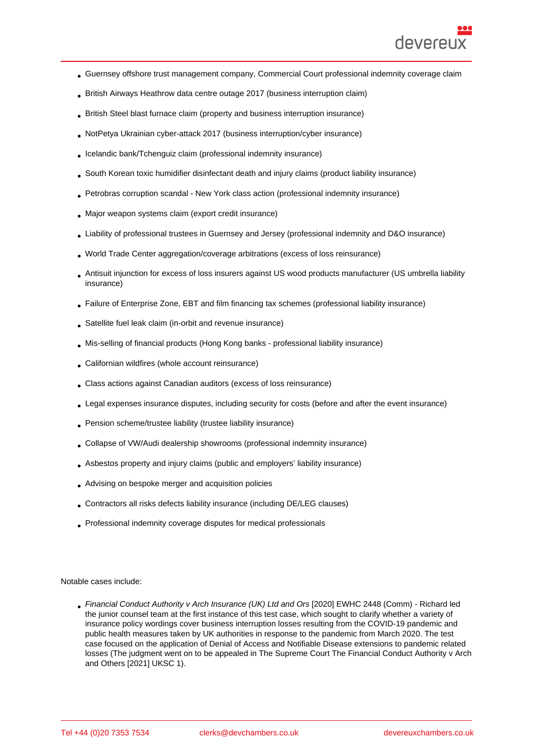- Guernsey offshore trust management company, Commercial Court professional indemnity coverage claim
- British Airways Heathrow data centre outage 2017 (business interruption claim)
- British Steel blast furnace claim (property and business interruption insurance)
- NotPetya Ukrainian cyber-attack 2017 (business interruption/cyber insurance)
- Icelandic bank/Tchenguiz claim (professional indemnity insurance)
- South Korean toxic humidifier disinfectant death and injury claims (product liability insurance)
- Petrobras corruption scandal - New York class action (professional indemnity insurance)
- Major weapon systems claim (export credit insurance)
- Liability of professional trustees in Guernsey and Jersey (professional indemnity and D&O insurance)
- World Trade Center aggregation/coverage arbitrations (excess of loss reinsurance)
- Antisuit injunction for excess of loss insurers against US wood products manufacturer (US umbrella liability insurance)
- Failure of Enterprise Zone, EBT and film financing tax schemes (professional liability insurance)
- Satellite fuel leak claim (in-orbit and revenue insurance)
- Mis-selling of financial products (Hong Kong banks - professional liability insurance)
- Californian wildfires (whole account reinsurance)
- Class actions against Canadian auditors (excess of loss reinsurance)
- Legal expenses insurance disputes, including security for costs (before and after the event insurance)
- Pension scheme/trustee liability (trustee liability insurance)
- Collapse of VW/Audi dealership showrooms (professional indemnity insurance)
- Asbestos property and injury claims (public and employers' liability insurance)
- Advising on bespoke merger and acquisition policies
- Contractors all risks defects liability insurance (including DE/LEG clauses)
- Professional indemnity coverage disputes for medical professionals

Notable cases include:

- *Financial Conduct Authority v Arch Insurance (UK) Ltd and Ors* [2020] EWHC 2448 (Comm) - Richard led the junior counsel team at the first instance of this test case, which sought to clarify whether a variety of insurance policy wordings cover business interruption losses resulting from the COVID-19 pandemic and public health measures taken by UK authorities in response to the pandemic from March 2020. The test case focused on the application of Denial of Access and Notifiable Disease extensions to pandemic related losses (The judgment went on to be appealed in The Supreme Court The Financial Conduct Authority v Arch and Others [2021] UKSC 1).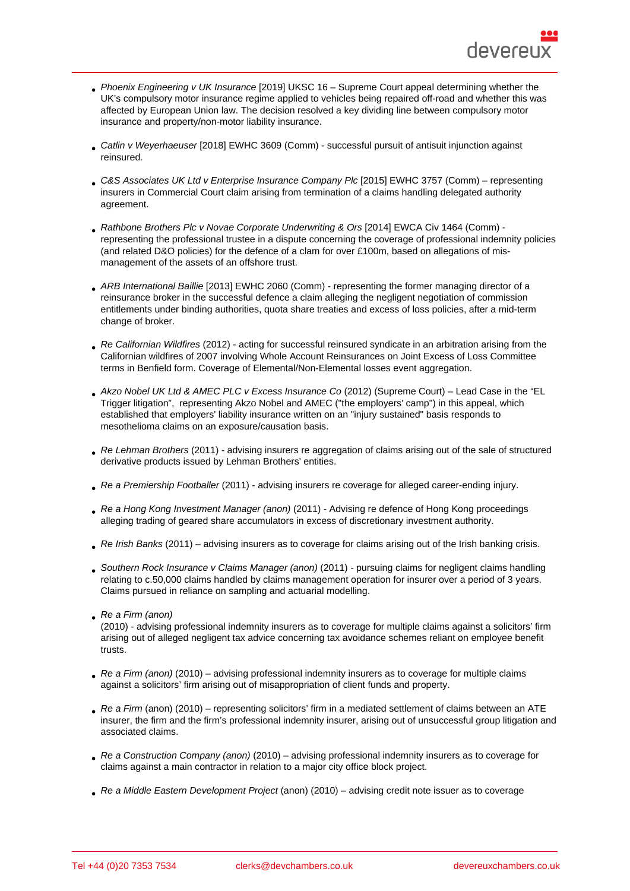- *Phoenix Engineering v UK Insurance* [2019] UKSC 16 – Supreme Court appeal determining whether the UK's compulsory motor insurance regime applied to vehicles being repaired off-road and whether this was affected by European Union law. The decision resolved a key dividing line between compulsory motor insurance and property/non-motor liability insurance.

- *Catlin v Weyerhaeuser* [2018] EWHC 3609 (Comm) - successful pursuit of antisuit injunction against reinsured.

- *C&S Associates UK Ltd v Enterprise Insurance Company Plc* [2015] EWHC 3757 (Comm) – representing insurers in Commercial Court claim arising from termination of a claims handling delegated authority agreement.

- *Rathbone Brothers Plc v Novae Corporate Underwriting & Ors* [2014] EWCA Civ 1464 (Comm) - representing the professional trustee in a dispute concerning the coverage of professional indemnity policies (and related D&O policies) for the defence of a clam for over £100m, based on allegations of mis-management of the assets of an offshore trust.

- *ARB International Baillie* [2013] EWHC 2060 (Comm) - representing the former managing director of a reinsurance broker in the successful defence a claim alleging the negligent negotiation of commission entitlements under binding authorities, quota share treaties and excess of loss policies, after a mid-term change of broker.

- *Re Californian Wildfires* (2012) - acting for successful reinsured syndicate in an arbitration arising from the Californian wildfires of 2007 involving Whole Account Reinsurances on Joint Excess of Loss Committee terms in Benfield form. Coverage of Elemental/Non-Elemental losses event aggregation.

- *Akzo Nobel UK Ltd & AMEC PLC v Excess Insurance Co* (2012) (Supreme Court) – Lead Case in the "EL Trigger litigation", representing Akzo Nobel and AMEC ("the employers' camp") in this appeal, which established that employers' liability insurance written on an "injury sustained" basis responds to mesothelioma claims on an exposure/causation basis.

- *Re Lehman Brothers* (2011) - advising insurers re aggregation of claims arising out of the sale of structured derivative products issued by Lehman Brothers' entities.

- *Re a Premiership Footballer* (2011) - advising insurers re coverage for alleged career-ending injury.

- *Re a Hong Kong Investment Manager (anon)* (2011) - Advising re defence of Hong Kong proceedings alleging trading of geared share accumulators in excess of discretionary investment authority.

- *Re Irish Banks* (2011) – advising insurers as to coverage for claims arising out of the Irish banking crisis.

- *Southern Rock Insurance v Claims Manager (anon)* (2011) - pursuing claims for negligent claims handling relating to c.50,000 claims handled by claims management operation for insurer over a period of 3 years. Claims pursued in reliance on sampling and actuarial modelling.

- *Re a Firm (anon)*
  (2010) - advising professional indemnity insurers as to coverage for multiple claims against a solicitors' firm arising out of alleged negligent tax advice concerning tax avoidance schemes reliant on employee benefit trusts.

- *Re a Firm (anon)* (2010) – advising professional indemnity insurers as to coverage for multiple claims against a solicitors' firm arising out of misappropriation of client funds and property.

- *Re a Firm* (anon) (2010) – representing solicitors' firm in a mediated settlement of claims between an ATE insurer, the firm and the firm's professional indemnity insurer, arising out of unsuccessful group litigation and associated claims.

- *Re a Construction Company (anon)* (2010) – advising professional indemnity insurers as to coverage for claims against a main contractor in relation to a major city office block project.

- *Re a Middle Eastern Development Project* (anon) (2010) – advising credit note issuer as to coverage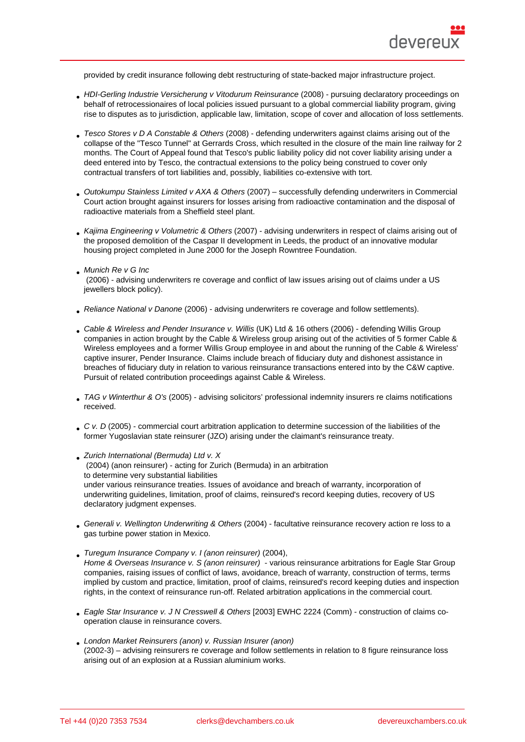provided by credit insurance following debt restructuring of state-backed major infrastructure project.

- *HDI-Gerling Industrie Versicherung v Vitodurum Reinsurance* (2008) - pursuing declaratory proceedings on behalf of retrocessionaires of local policies issued pursuant to a global commercial liability program, giving rise to disputes as to jurisdiction, applicable law, limitation, scope of cover and allocation of loss settlements.

- *Tesco Stores v D A Constable & Others* (2008) - defending underwriters against claims arising out of the collapse of the "Tesco Tunnel" at Gerrards Cross, which resulted in the closure of the main line railway for 2 months. The Court of Appeal found that Tesco's public liability policy did not cover liability arising under a deed entered into by Tesco, the contractual extensions to the policy being construed to cover only contractual transfers of tort liabilities and, possibly, liabilities co-extensive with tort.

- *Outokumpu Stainless Limited v AXA & Others* (2007) – successfully defending underwriters in Commercial Court action brought against insurers for losses arising from radioactive contamination and the disposal of radioactive materials from a Sheffield steel plant.

- *Kajima Engineering v Volumetric & Others* (2007) - advising underwriters in respect of claims arising out of the proposed demolition of the Caspar II development in Leeds, the product of an innovative modular housing project completed in June 2000 for the Joseph Rowntree Foundation.

- *Munich Re v G Inc*
 (2006) - advising underwriters re coverage and conflict of law issues arising out of claims under a US jewellers block policy).

- *Reliance National v Danone* (2006) - advising underwriters re coverage and follow settlements).

- *Cable & Wireless and Pender Insurance v. Willis* (UK) Ltd & 16 others (2006) - defending Willis Group companies in action brought by the Cable & Wireless group arising out of the activities of 5 former Cable & Wireless employees and a former Willis Group employee in and about the running of the Cable & Wireless' captive insurer, Pender Insurance. Claims include breach of fiduciary duty and dishonest assistance in breaches of fiduciary duty in relation to various reinsurance transactions entered into by the C&W captive. Pursuit of related contribution proceedings against Cable & Wireless.

- *TAG v Winterthur & O's* (2005) - advising solicitors' professional indemnity insurers re claims notifications received.

- *C v. D* (2005) - commercial court arbitration application to determine succession of the liabilities of the former Yugoslavian state reinsurer (JZO) arising under the claimant's reinsurance treaty.

- *Zurich International (Bermuda) Ltd v. X*
 (2004) (anon reinsurer) - acting for Zurich (Bermuda) in an arbitration
 to determine very substantial liabilities
 under various reinsurance treaties. Issues of avoidance and breach of warranty, incorporation of underwriting guidelines, limitation, proof of claims, reinsured's record keeping duties, recovery of US declaratory judgment expenses.

- *Generali v. Wellington Underwriting & Others* (2004) - facultative reinsurance recovery action re loss to a gas turbine power station in Mexico.

- *Turegum Insurance Company v. I (anon reinsurer)* (2004),
 *Home & Overseas Insurance v. S (anon reinsurer)* - various reinsurance arbitrations for Eagle Star Group companies, raising issues of conflict of laws, avoidance, breach of warranty, construction of terms, terms implied by custom and practice, limitation, proof of claims, reinsured's record keeping duties and inspection rights, in the context of reinsurance run-off. Related arbitration applications in the commercial court.

- *Eagle Star Insurance v. J N Cresswell & Others* [2003] EWHC 2224 (Comm) - construction of claims co-operation clause in reinsurance covers.

- *London Market Reinsurers (anon) v. Russian Insurer (anon)*
 (2002-3) – advising reinsurers re coverage and follow settlements in relation to 8 figure reinsurance loss arising out of an explosion at a Russian aluminium works.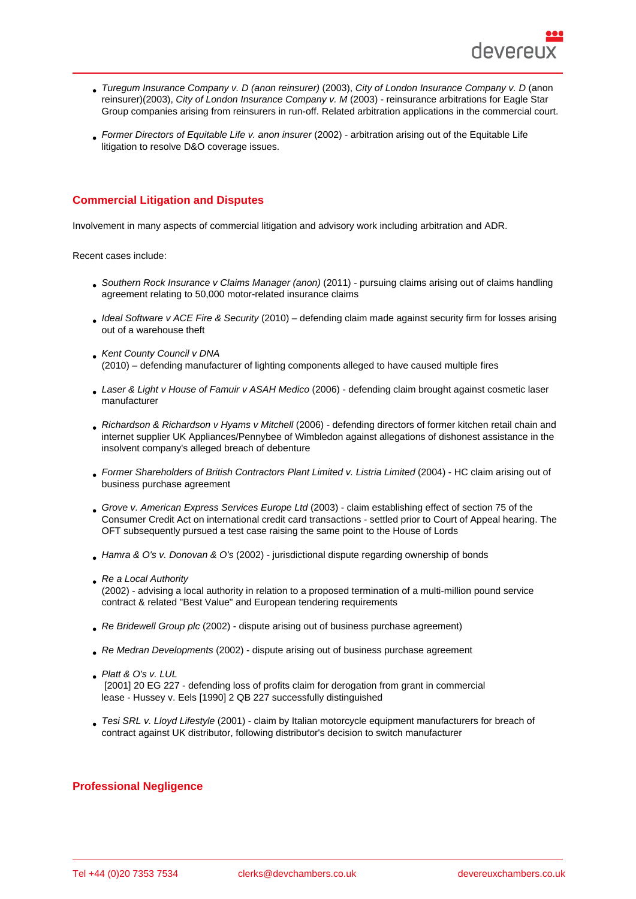- *Turegum Insurance Company v. D (anon reinsurer)* (2003), *City of London Insurance Company v. D* (anon reinsurer)(2003), *City of London Insurance Company v. M* (2003) - reinsurance arbitrations for Eagle Star Group companies arising from reinsurers in run-off. Related arbitration applications in the commercial court.
- *Former Directors of Equitable Life v. anon insurer* (2002) - arbitration arising out of the Equitable Life litigation to resolve D&O coverage issues.

## Commercial Litigation and Disputes

Involvement in many aspects of commercial litigation and advisory work including arbitration and ADR.

Recent cases include:

- *Southern Rock Insurance v Claims Manager (anon)* (2011) - pursuing claims arising out of claims handling agreement relating to 50,000 motor-related insurance claims
- *Ideal Software v ACE Fire & Security* (2010) – defending claim made against security firm for losses arising out of a warehouse theft
- *Kent County Council v DNA* (2010) – defending manufacturer of lighting components alleged to have caused multiple fires
- *Laser & Light v House of Famuir v ASAH Medico* (2006) - defending claim brought against cosmetic laser manufacturer
- *Richardson & Richardson v Hyams v Mitchell* (2006) - defending directors of former kitchen retail chain and internet supplier UK Appliances/Pennybee of Wimbledon against allegations of dishonest assistance in the insolvent company's alleged breach of debenture
- *Former Shareholders of British Contractors Plant Limited v. Listria Limited* (2004) - HC claim arising out of business purchase agreement
- *Grove v. American Express Services Europe Ltd* (2003) - claim establishing effect of section 75 of the Consumer Credit Act on international credit card transactions - settled prior to Court of Appeal hearing. The OFT subsequently pursued a test case raising the same point to the House of Lords
- *Hamra & O's v. Donovan & O's* (2002) - jurisdictional dispute regarding ownership of bonds
- *Re a Local Authority* (2002) - advising a local authority in relation to a proposed termination of a multi-million pound service contract & related "Best Value" and European tendering requirements
- *Re Bridewell Group plc* (2002) - dispute arising out of business purchase agreement)
- *Re Medran Developments* (2002) - dispute arising out of business purchase agreement
- *Platt & O's v. LUL* [2001] 20 EG 227 - defending loss of profits claim for derogation from grant in commercial lease - Hussey v. Eels [1990] 2 QB 227 successfully distinguished
- *Tesi SRL v. Lloyd Lifestyle* (2001) - claim by Italian motorcycle equipment manufacturers for breach of contract against UK distributor, following distributor's decision to switch manufacturer

## Professional Negligence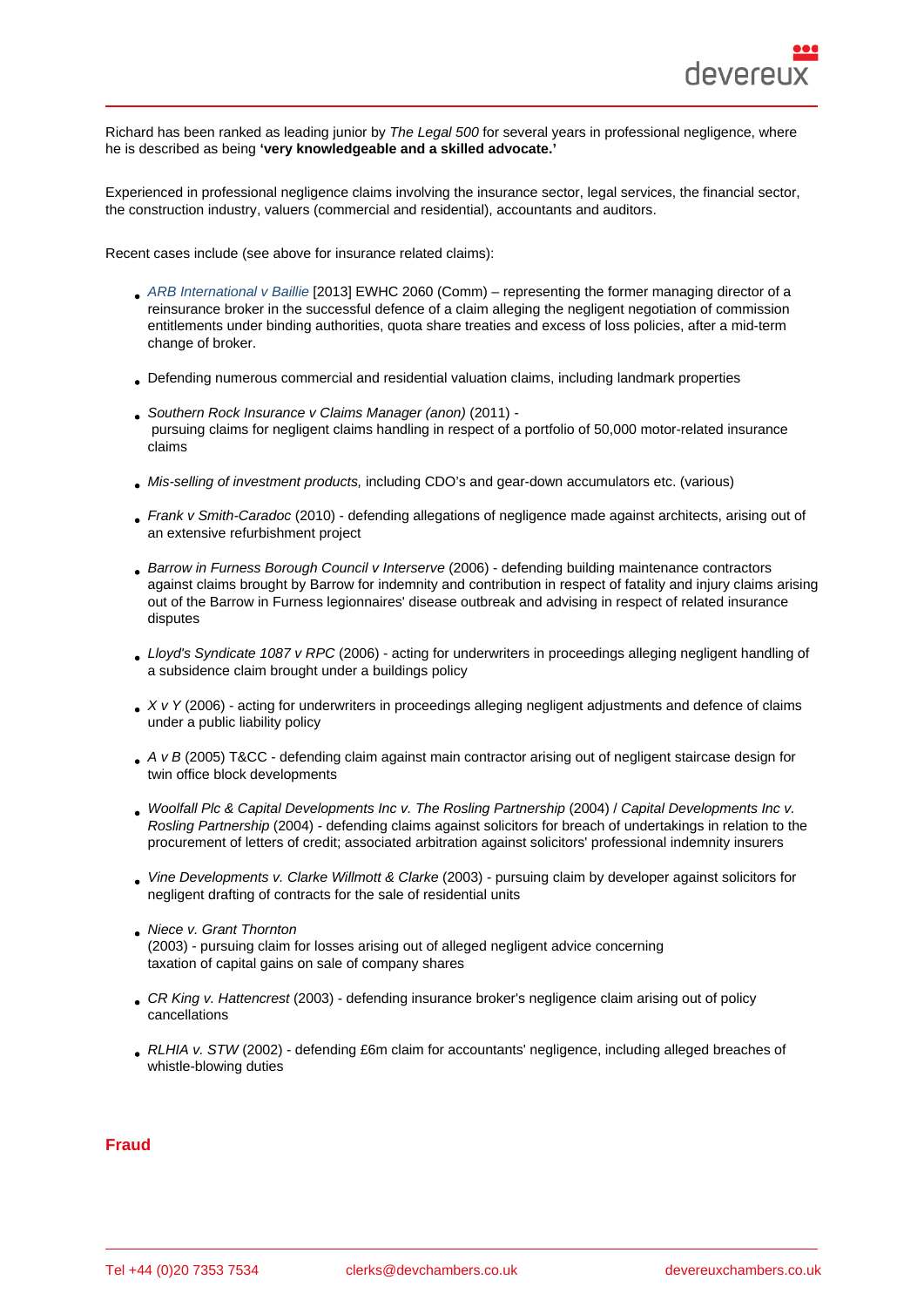Richard has been ranked as leading junior by *The Legal 500* for several years in professional negligence, where he is described as being **'very knowledgeable and a skilled advocate.'**

Experienced in professional negligence claims involving the insurance sector, legal services, the financial sector, the construction industry, valuers (commercial and residential), accountants and auditors.

Recent cases include (see above for insurance related claims):

- *ARB International v Baillie* [2013] EWHC 2060 (Comm) – representing the former managing director of a reinsurance broker in the successful defence of a claim alleging the negligent negotiation of commission entitlements under binding authorities, quota share treaties and excess of loss policies, after a mid-term change of broker.
- Defending numerous commercial and residential valuation claims, including landmark properties
- *Southern Rock Insurance v Claims Manager (anon)* (2011) - pursuing claims for negligent claims handling in respect of a portfolio of 50,000 motor-related insurance claims
- *Mis-selling of investment products,* including CDO's and gear-down accumulators etc. (various)
- *Frank v Smith-Caradoc* (2010) - defending allegations of negligence made against architects, arising out of an extensive refurbishment project
- *Barrow in Furness Borough Council v Interserve* (2006) - defending building maintenance contractors against claims brought by Barrow for indemnity and contribution in respect of fatality and injury claims arising out of the Barrow in Furness legionnaires' disease outbreak and advising in respect of related insurance disputes
- *Lloyd's Syndicate 1087 v RPC* (2006) - acting for underwriters in proceedings alleging negligent handling of a subsidence claim brought under a buildings policy
- *X v Y* (2006) - acting for underwriters in proceedings alleging negligent adjustments and defence of claims under a public liability policy
- *A v B* (2005) T&CC - defending claim against main contractor arising out of negligent staircase design for twin office block developments
- *Woolfall Plc & Capital Developments Inc v. The Rosling Partnership* (2004) / *Capital Developments Inc v. Rosling Partnership* (2004) - defending claims against solicitors for breach of undertakings in relation to the procurement of letters of credit; associated arbitration against solicitors' professional indemnity insurers
- *Vine Developments v. Clarke Willmott & Clarke* (2003) - pursuing claim by developer against solicitors for negligent drafting of contracts for the sale of residential units
- *Niece v. Grant Thornton* (2003) - pursuing claim for losses arising out of alleged negligent advice concerning taxation of capital gains on sale of company shares
- *CR King v. Hattencrest* (2003) - defending insurance broker's negligence claim arising out of policy cancellations
- *RLHIA v. STW* (2002) - defending £6m claim for accountants' negligence, including alleged breaches of whistle-blowing duties

## Fraud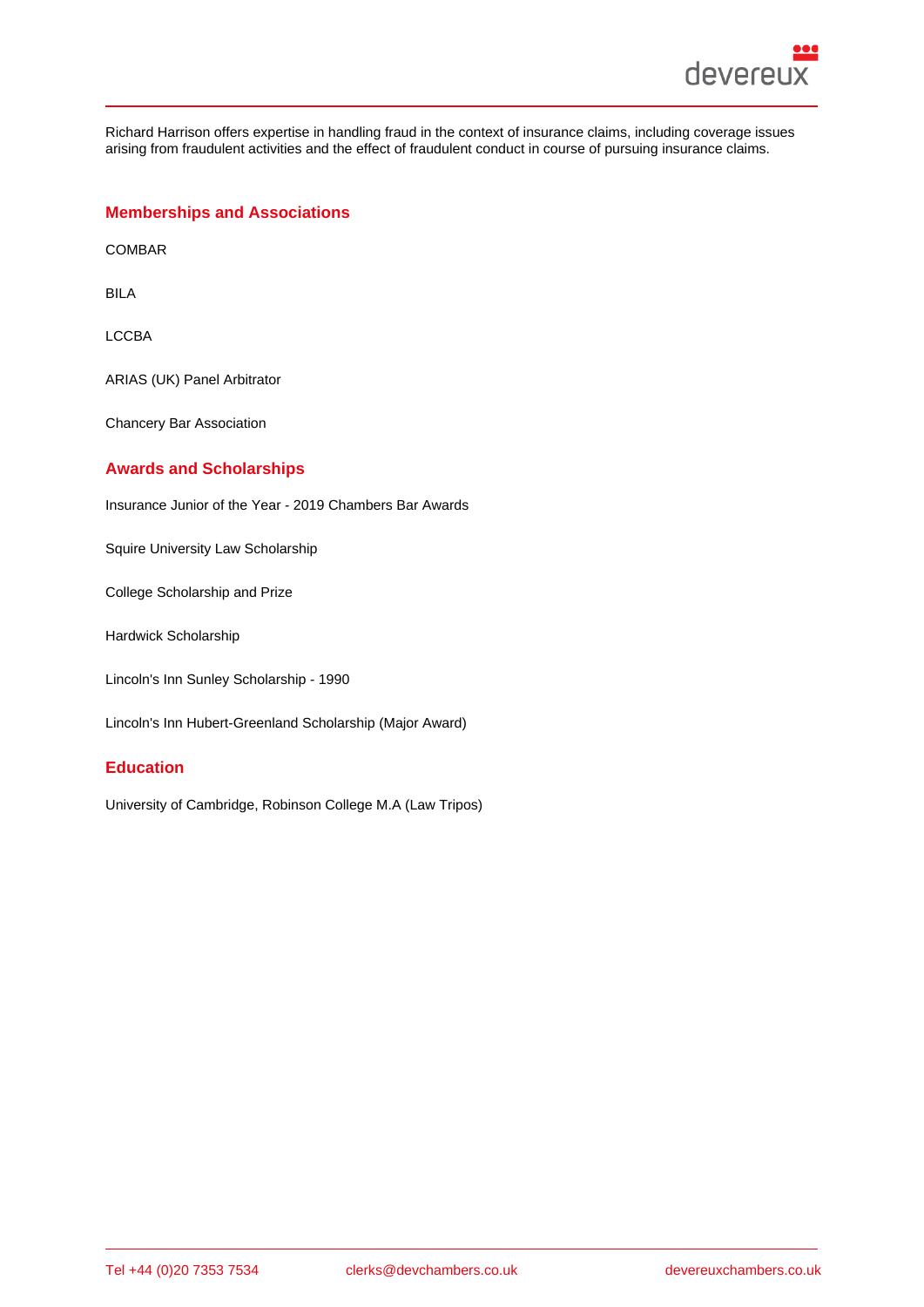Richard Harrison offers expertise in handling fraud in the context of insurance claims, including coverage issues arising from fraudulent activities and the effect of fraudulent conduct in course of pursuing insurance claims.

## Memberships and Associations

COMBAR

BILA

LCCBA

ARIAS (UK) Panel Arbitrator

Chancery Bar Association

## Awards and Scholarships

Insurance Junior of the Year - 2019 Chambers Bar Awards

Squire University Law Scholarship

College Scholarship and Prize

Hardwick Scholarship

Lincoln's Inn Sunley Scholarship - 1990

Lincoln's Inn Hubert-Greenland Scholarship (Major Award)

## Education

University of Cambridge, Robinson College M.A (Law Tripos)